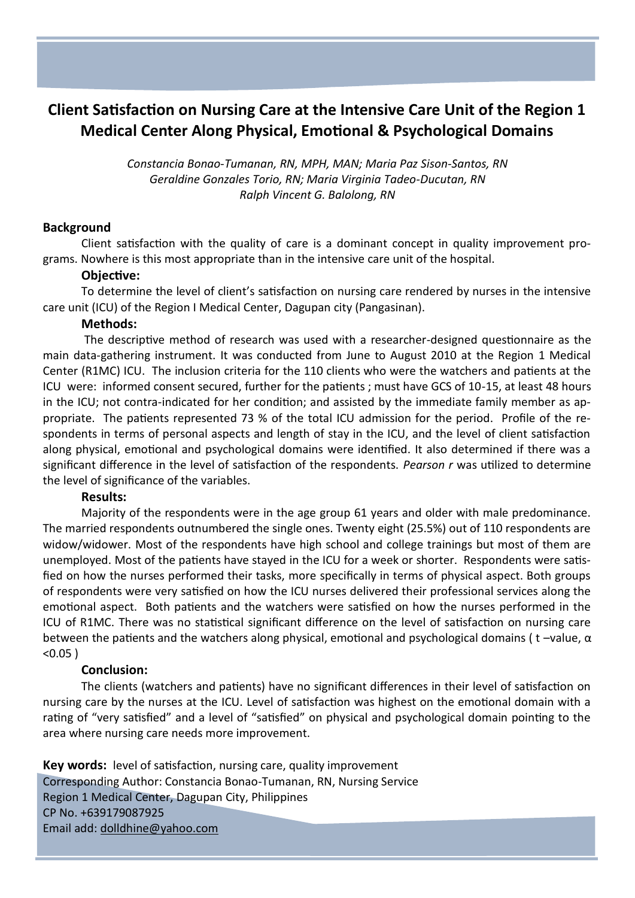# Client Satisfaction on Nursing Care at the Intensive Care Unit of the Region 1 Medical Center Along Physical, Emotional & Psychological Domains

*Constancia Bonao-Tumanan, RN, MPH, MAN; Maria Paz Sison-Santos, RN*
*Geraldine Gonzales Torio, RN; Maria Virginia Tadeo-Ducutan, RN*
*Ralph Vincent G. Balolong, RN*

## Background

Client satisfaction with the quality of care is a dominant concept in quality improvement programs. Nowhere is this most appropriate than in the intensive care unit of the hospital.

### Objective:

To determine the level of client's satisfaction on nursing care rendered by nurses in the intensive care unit (ICU) of the Region I Medical Center, Dagupan city (Pangasinan).

### Methods:

The descriptive method of research was used with a researcher-designed questionnaire as the main data-gathering instrument. It was conducted from June to August 2010 at the Region 1 Medical Center (R1MC) ICU. The inclusion criteria for the 110 clients who were the watchers and patients at the ICU were: informed consent secured, further for the patients ; must have GCS of 10-15, at least 48 hours in the ICU; not contra-indicated for her condition; and assisted by the immediate family member as appropriate. The patients represented 73 % of the total ICU admission for the period. Profile of the respondents in terms of personal aspects and length of stay in the ICU, and the level of client satisfaction along physical, emotional and psychological domains were identified. It also determined if there was a significant difference in the level of satisfaction of the respondents. *Pearson r* was utilized to determine the level of significance of the variables.

### Results:

Majority of the respondents were in the age group 61 years and older with male predominance. The married respondents outnumbered the single ones. Twenty eight (25.5%) out of 110 respondents are widow/widower. Most of the respondents have high school and college trainings but most of them are unemployed. Most of the patients have stayed in the ICU for a week or shorter. Respondents were satisfied on how the nurses performed their tasks, more specifically in terms of physical aspect. Both groups of respondents were very satisfied on how the ICU nurses delivered their professional services along the emotional aspect. Both patients and the watchers were satisfied on how the nurses performed in the ICU of R1MC. There was no statistical significant difference on the level of satisfaction on nursing care between the patients and the watchers along physical, emotional and psychological domains ( t –value, $\alpha < 0.05$ )

### Conclusion:

The clients (watchers and patients) have no significant differences in their level of satisfaction on nursing care by the nurses at the ICU. Level of satisfaction was highest on the emotional domain with a rating of "very satisfied" and a level of "satisfied" on physical and psychological domain pointing to the area where nursing care needs more improvement.

**Key words:** level of satisfaction, nursing care, quality improvement

Corresponding Author: Constancia Bonao-Tumanan, RN, Nursing Service
Region 1 Medical Center, Dagupan City, Philippines
CP No. +639179087925
Email add: dolldhine@yahoo.com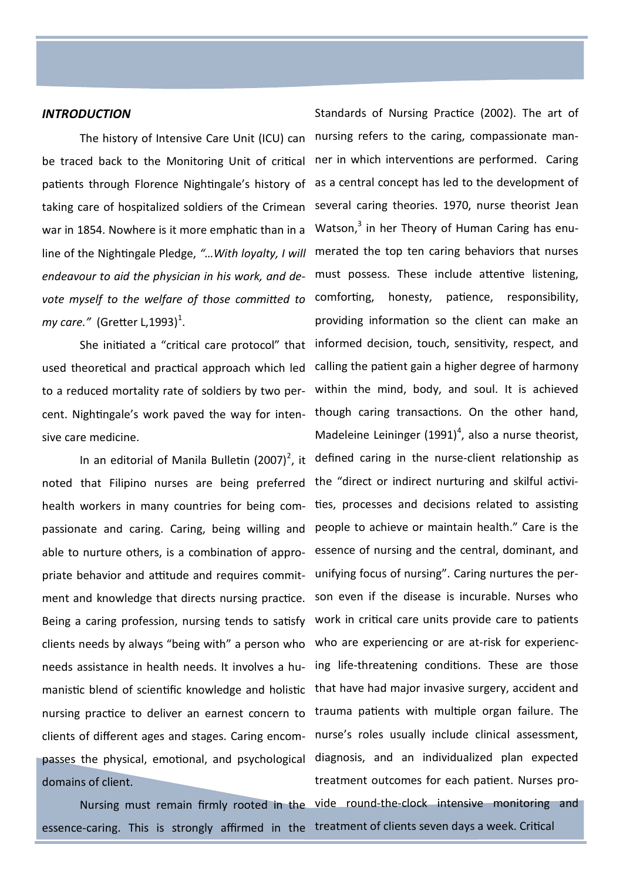## *INTRODUCTION*

The history of Intensive Care Unit (ICU) can be traced back to the Monitoring Unit of critical patients through Florence Nightingale's history of taking care of hospitalized soldiers of the Crimean war in 1854. Nowhere is it more emphatic than in a line of the Nightingale Pledge, *"…With loyalty, I will endeavour to aid the physician in his work, and devote myself to the welfare of those committed to my care."* (Gretter L,1993)[1].

She initiated a "critical care protocol" that used theoretical and practical approach which led to a reduced mortality rate of soldiers by two percent. Nightingale's work paved the way for intensive care medicine.

In an editorial of Manila Bulletin (2007)[2], it noted that Filipino nurses are being preferred health workers in many countries for being compassionate and caring. Caring, being willing and able to nurture others, is a combination of appropriate behavior and attitude and requires commitment and knowledge that directs nursing practice. Being a caring profession, nursing tends to satisfy clients needs by always "being with" a person who needs assistance in health needs. It involves a humanistic blend of scientific knowledge and holistic nursing practice to deliver an earnest concern to clients of different ages and stages. Caring encompasses the physical, emotional, and psychological domains of client.

Nursing must remain firmly rooted in the essence-caring. This is strongly affirmed in the Standards of Nursing Practice (2002). The art of nursing refers to the caring, compassionate manner in which interventions are performed. Caring as a central concept has led to the development of several caring theories. 1970, nurse theorist Jean Watson,[3] in her Theory of Human Caring has enumerated the top ten caring behaviors that nurses must possess. These include attentive listening, comforting, honesty, patience, responsibility, providing information so the client can make an informed decision, touch, sensitivity, respect, and calling the patient gain a higher degree of harmony within the mind, body, and soul. It is achieved though caring transactions. On the other hand, Madeleine Leininger (1991)[4], also a nurse theorist, defined caring in the nurse-client relationship as the "direct or indirect nurturing and skilful activities, processes and decisions related to assisting people to achieve or maintain health." Care is the essence of nursing and the central, dominant, and unifying focus of nursing". Caring nurtures the person even if the disease is incurable. Nurses who work in critical care units provide care to patients who are experiencing or are at-risk for experiencing life-threatening conditions. These are those that have had major invasive surgery, accident and trauma patients with multiple organ failure. The nurse's roles usually include clinical assessment, diagnosis, and an individualized plan expected treatment outcomes for each patient. Nurses provide round-the-clock intensive monitoring and treatment of clients seven days a week. Critical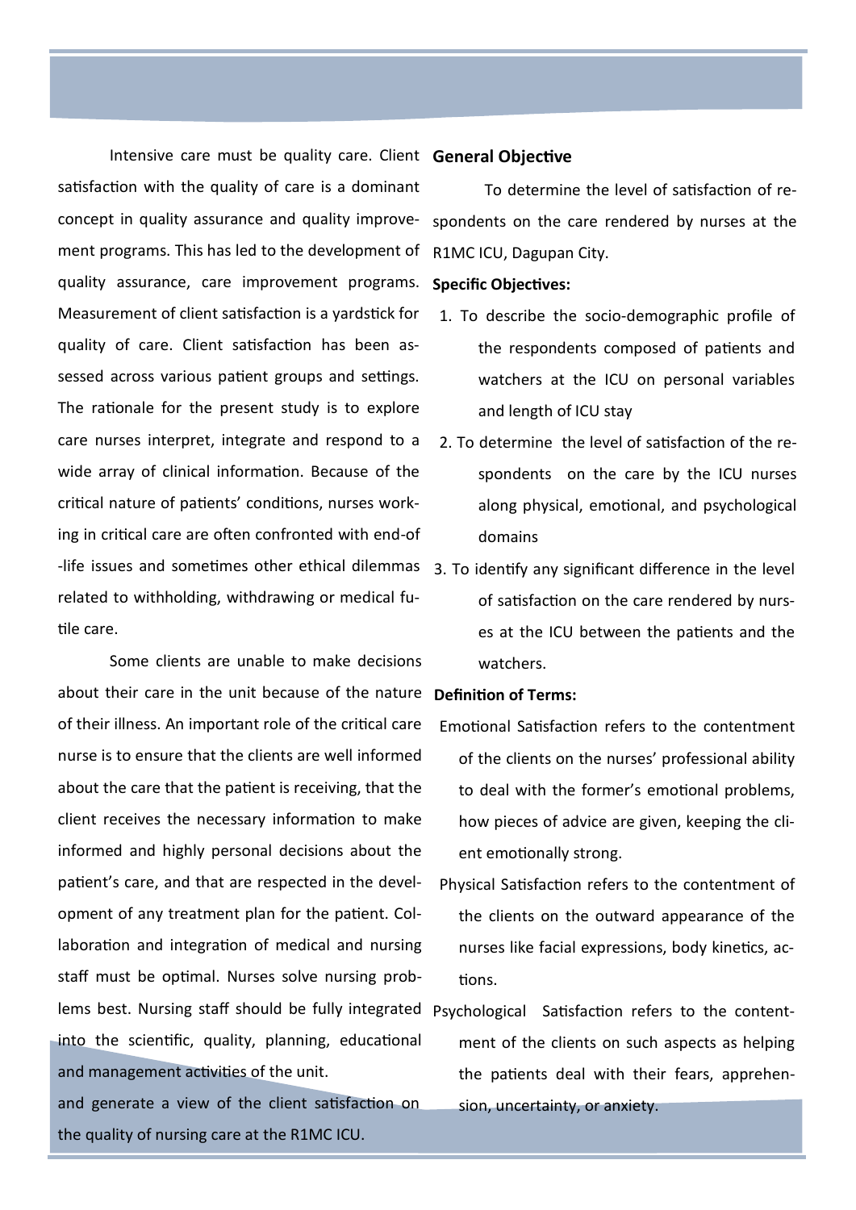Intensive care must be quality care. Client satisfaction with the quality of care is a dominant concept in quality assurance and quality improvement programs. This has led to the development of quality assurance, care improvement programs. Measurement of client satisfaction is a yardstick for quality of care. Client satisfaction has been assessed across various patient groups and settings. The rationale for the present study is to explore care nurses interpret, integrate and respond to a wide array of clinical information. Because of the critical nature of patients' conditions, nurses working in critical care are often confronted with end-of-life issues and sometimes other ethical dilemmas related to withholding, withdrawing or medical futile care.

Some clients are unable to make decisions about their care in the unit because of the nature of their illness. An important role of the critical care nurse is to ensure that the clients are well informed about the care that the patient is receiving, that the client receives the necessary information to make informed and highly personal decisions about the patient's care, and that are respected in the development of any treatment plan for the patient. Collaboration and integration of medical and nursing staff must be optimal. Nurses solve nursing problems best. Nursing staff should be fully integrated into the scientific, quality, planning, educational and management activities of the unit.

and generate a view of the client satisfaction on the quality of nursing care at the R1MC ICU.

**General Objective**

To determine the level of satisfaction of respondents on the care rendered by nurses at the R1MC ICU, Dagupan City.

**Specific Objectives:**

1. To describe the socio-demographic profile of the respondents composed of patients and watchers at the ICU on personal variables and length of ICU stay
2. To determine the level of satisfaction of the respondents on the care by the ICU nurses along physical, emotional, and psychological domains
3. To identify any significant difference in the level of satisfaction on the care rendered by nurses at the ICU between the patients and the watchers.

**Definition of Terms:**

Emotional Satisfaction refers to the contentment of the clients on the nurses' professional ability to deal with the former's emotional problems, how pieces of advice are given, keeping the client emotionally strong.

Physical Satisfaction refers to the contentment of the clients on the outward appearance of the nurses like facial expressions, body kinetics, actions.

Psychological Satisfaction refers to the contentment of the clients on such aspects as helping the patients deal with their fears, apprehension, uncertainty, or anxiety.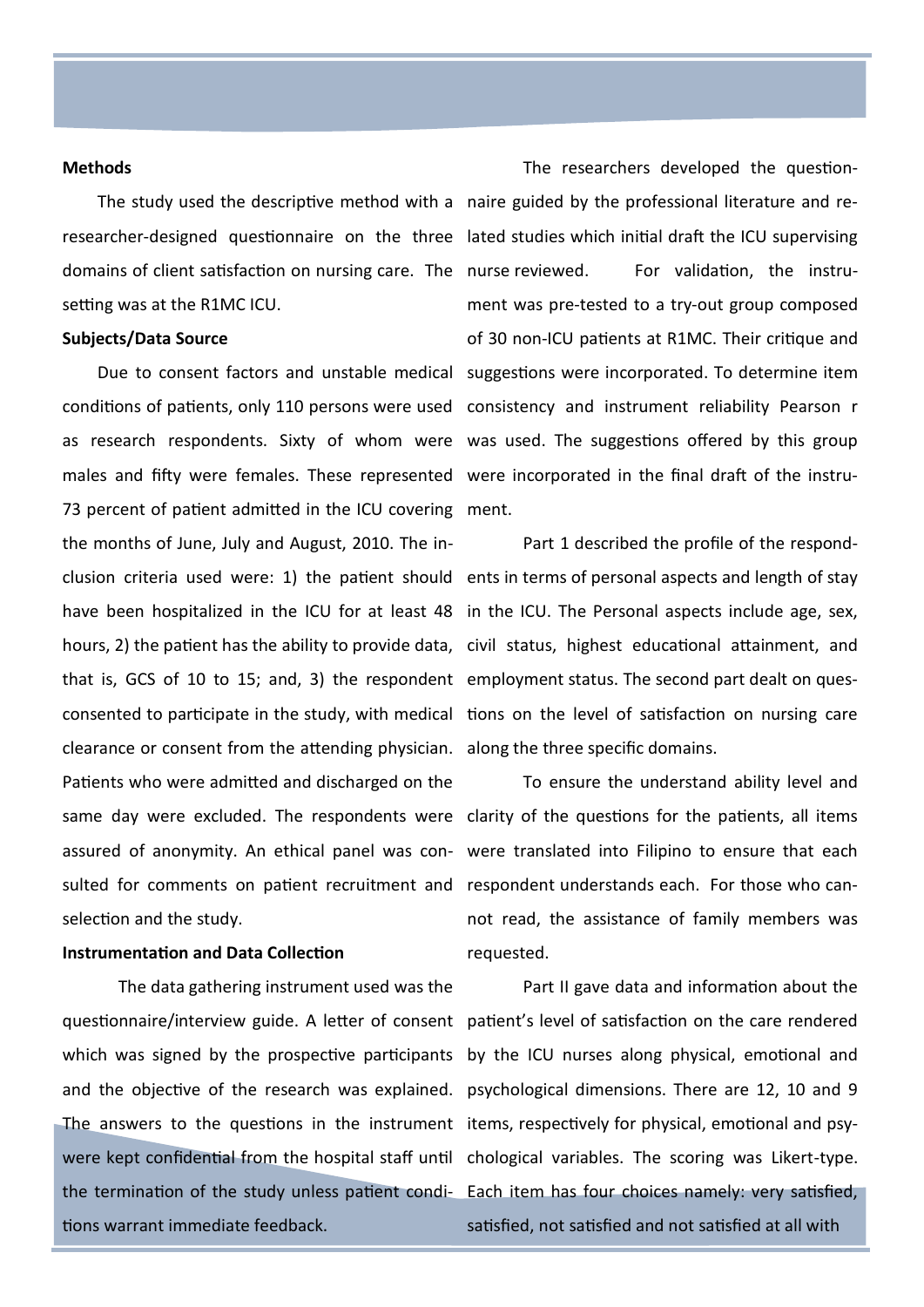**Methods**

The study used the descriptive method with a researcher-designed questionnaire on the three domains of client satisfaction on nursing care. The setting was at the R1MC ICU.

**Subjects/Data Source**

Due to consent factors and unstable medical conditions of patients, only 110 persons were used as research respondents. Sixty of whom were males and fifty were females. These represented 73 percent of patient admitted in the ICU covering the months of June, July and August, 2010. The inclusion criteria used were: 1) the patient should have been hospitalized in the ICU for at least 48 hours, 2) the patient has the ability to provide data, that is, GCS of 10 to 15; and, 3) the respondent consented to participate in the study, with medical clearance or consent from the attending physician. Patients who were admitted and discharged on the same day were excluded. The respondents were assured of anonymity. An ethical panel was consulted for comments on patient recruitment and selection and the study.

**Instrumentation and Data Collection**

The data gathering instrument used was the questionnaire/interview guide. A letter of consent which was signed by the prospective participants and the objective of the research was explained. The answers to the questions in the instrument were kept confidential from the hospital staff until the termination of the study unless patient conditions warrant immediate feedback.

The researchers developed the questionnaire guided by the professional literature and related studies which initial draft the ICU supervising nurse reviewed. For validation, the instrument was pre-tested to a try-out group composed of 30 non-ICU patients at R1MC. Their critique and suggestions were incorporated. To determine item consistency and instrument reliability Pearson r was used. The suggestions offered by this group were incorporated in the final draft of the instrument.

Part 1 described the profile of the respondents in terms of personal aspects and length of stay in the ICU. The Personal aspects include age, sex, civil status, highest educational attainment, and employment status. The second part dealt on questions on the level of satisfaction on nursing care along the three specific domains.

To ensure the understand ability level and clarity of the questions for the patients, all items were translated into Filipino to ensure that each respondent understands each. For those who cannot read, the assistance of family members was requested.

Part II gave data and information about the patient's level of satisfaction on the care rendered by the ICU nurses along physical, emotional and psychological dimensions. There are 12, 10 and 9 items, respectively for physical, emotional and psychological variables. The scoring was Likert-type. Each item has four choices namely: very satisfied, satisfied, not satisfied and not satisfied at all with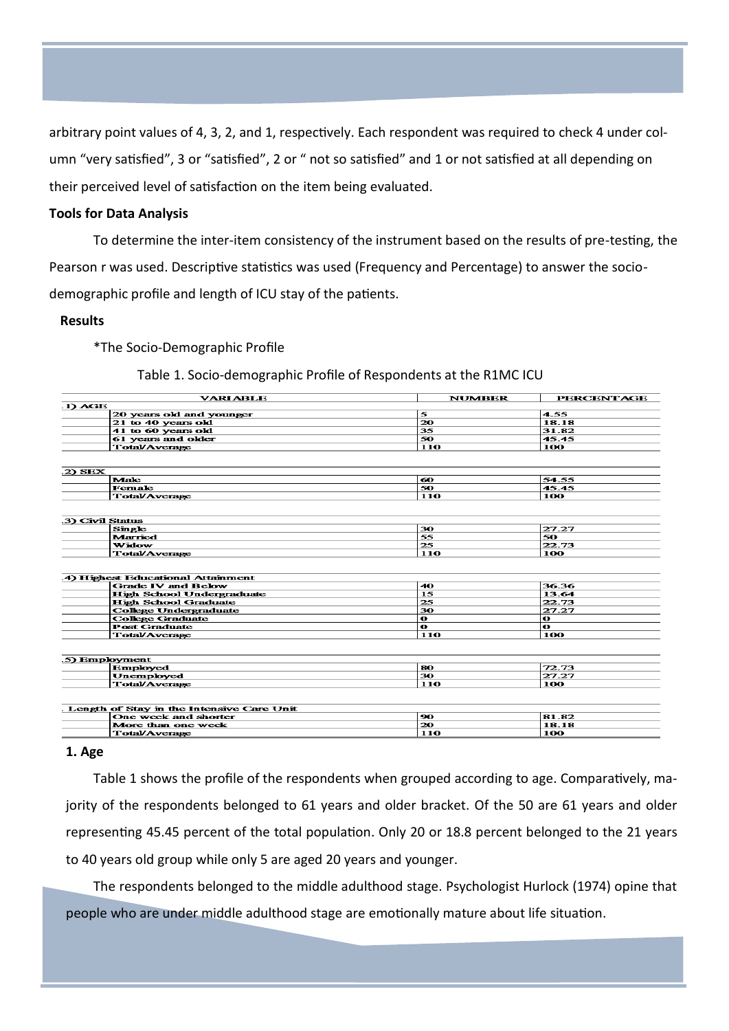arbitrary point values of 4, 3, 2, and 1, respectively. Each respondent was required to check 4 under column "very satisfied", 3 or "satisfied", 2 or " not so satisfied" and 1 or not satisfied at all depending on their perceived level of satisfaction on the item being evaluated.

**Tools for Data Analysis**

To determine the inter-item consistency of the instrument based on the results of pre-testing, the Pearson r was used. Descriptive statistics was used (Frequency and Percentage) to answer the socio-demographic profile and length of ICU stay of the patients.

**Results**

*The Socio-Demographic Profile

Table 1. Socio-demographic Profile of Respondents at the R1MC ICU

| VARIABLE | | NUMBER | PERCENTAGE |
|---|---|---|---|
| .1) AGE | | | |
| | 20 years old and younger | 5 | 4.55 |
| | 21 to 40 years old | 20 | 18.18 |
| | 41 to 60 years old | 35 | 31.82 |
| | 61 years and older | 50 | 45.45 |
| | Total/Average | 110 | 100 |
| .2) SEX | | | |
| | Male | 60 | 54.55 |
| | Female | 50 | 45.45 |
| | Total/Average | 110 | 100 |
| .3) Civil Status | | | |
| | Single | 30 | 27.27 |
| | Married | 55 | 50 |
| | Widow | 25 | 22.73 |
| | Total/Average | 110 | 100 |
| .4) Highest Educational Attainment | | | |
| | Grade IV and Below | 40 | 36.36 |
| | High School Undergraduate | 15 | 13.64 |
| | High School Graduate | 25 | 22.73 |
| | College Undergraduate | 30 | 27.27 |
| | College Graduate | 0 | 0 |
| | Post Graduate | 0 | 0 |
| | Total/Average | 110 | 100 |
| .5) Employment | | | |
| | Employed | 80 | 72.73 |
| | Unemployed | 30 | 27.27 |
| | Total/Average | 110 | 100 |
| . Length of Stay in the Intensive Care Unit | | | |
| | One week and shorter | 90 | 81.82 |
| | More than one week | 20 | 18.18 |
| | Total/Average | 110 | 100 |

**1. Age**

Table 1 shows the profile of the respondents when grouped according to age. Comparatively, majority of the respondents belonged to 61 years and older bracket. Of the 50 are 61 years and older representing 45.45 percent of the total population. Only 20 or 18.8 percent belonged to the 21 years to 40 years old group while only 5 are aged 20 years and younger.

The respondents belonged to the middle adulthood stage. Psychologist Hurlock (1974) opine that people who are under middle adulthood stage are emotionally mature about life situation.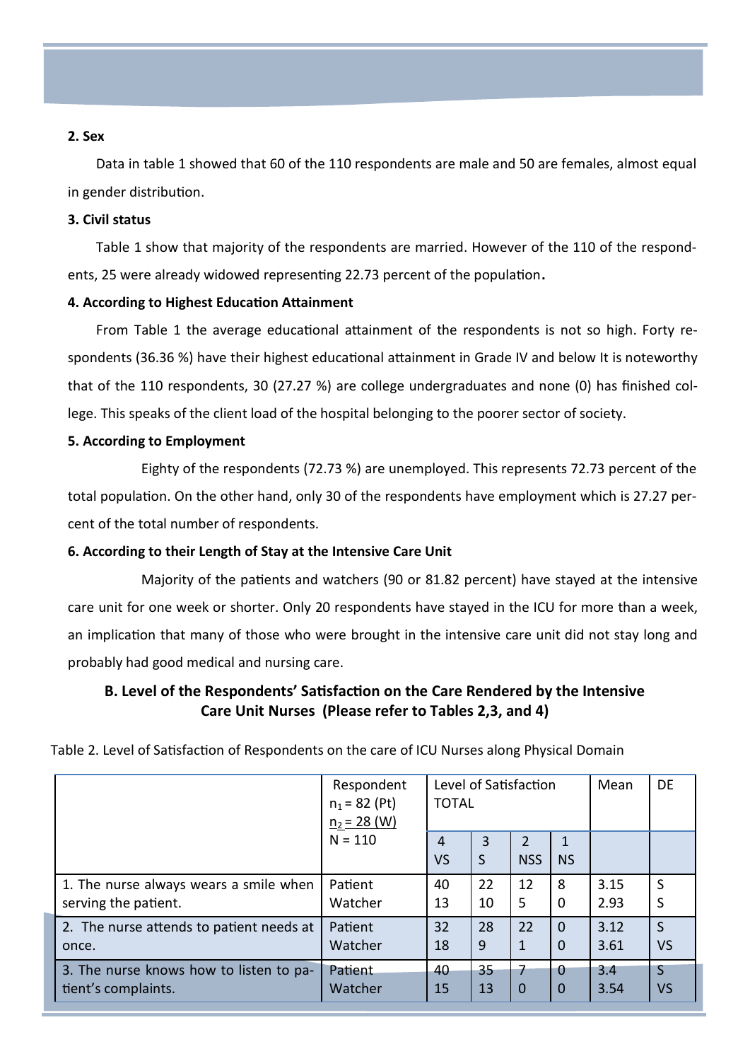**2. Sex**

Data in table 1 showed that 60 of the 110 respondents are male and 50 are females, almost equal in gender distribution.

**3. Civil status**

Table 1 show that majority of the respondents are married. However of the 110 of the respondents, 25 were already widowed representing 22.73 percent of the population**.**

**4. According to Highest Education Attainment**

From Table 1 the average educational attainment of the respondents is not so high. Forty respondents (36.36 %) have their highest educational attainment in Grade IV and below It is noteworthy that of the 110 respondents, 30 (27.27 %) are college undergraduates and none (0) has finished college. This speaks of the client load of the hospital belonging to the poorer sector of society.

**5. According to Employment**

Eighty of the respondents (72.73 %) are unemployed. This represents 72.73 percent of the total population. On the other hand, only 30 of the respondents have employment which is 27.27 percent of the total number of respondents.

**6. According to their Length of Stay at the Intensive Care Unit**

Majority of the patients and watchers (90 or 81.82 percent) have stayed at the intensive care unit for one week or shorter. Only 20 respondents have stayed in the ICU for more than a week, an implication that many of those who were brought in the intensive care unit did not stay long and probably had good medical and nursing care.

### B. Level of the Respondents' Satisfaction on the Care Rendered by the Intensive Care Unit Nurses (Please refer to Tables 2,3, and 4)

Table 2. Level of Satisfaction of Respondents on the care of ICU Nurses along Physical Domain

| | Respondent $n_1$ = 82 (Pt) $n_2$ = 28 (W) N = 110 | Level of Satisfaction TOTAL | | | | Mean | DE |
|---|---|---|---|---|---|---|---|
| | | 4 VS | 3 S | 2 NSS | 1 NS | | |
| 1. The nurse always wears a smile when serving the patient. | Patient<br>Watcher | 40<br>13 | 22<br>10 | 12<br>5 | 8<br>0 | 3.15<br>2.93 | S<br>S |
| 2. The nurse attends to patient needs at once. | Patient<br>Watcher | 32<br>18 | 28<br>9 | 22<br>1 | 0<br>0 | 3.12<br>3.61 | S<br>VS |
| 3. The nurse knows how to listen to patient's complaints. | Patient<br>Watcher | 40<br>15 | 35<br>13 | 7<br>0 | 0<br>0 | 3.4<br>3.54 | S<br>VS |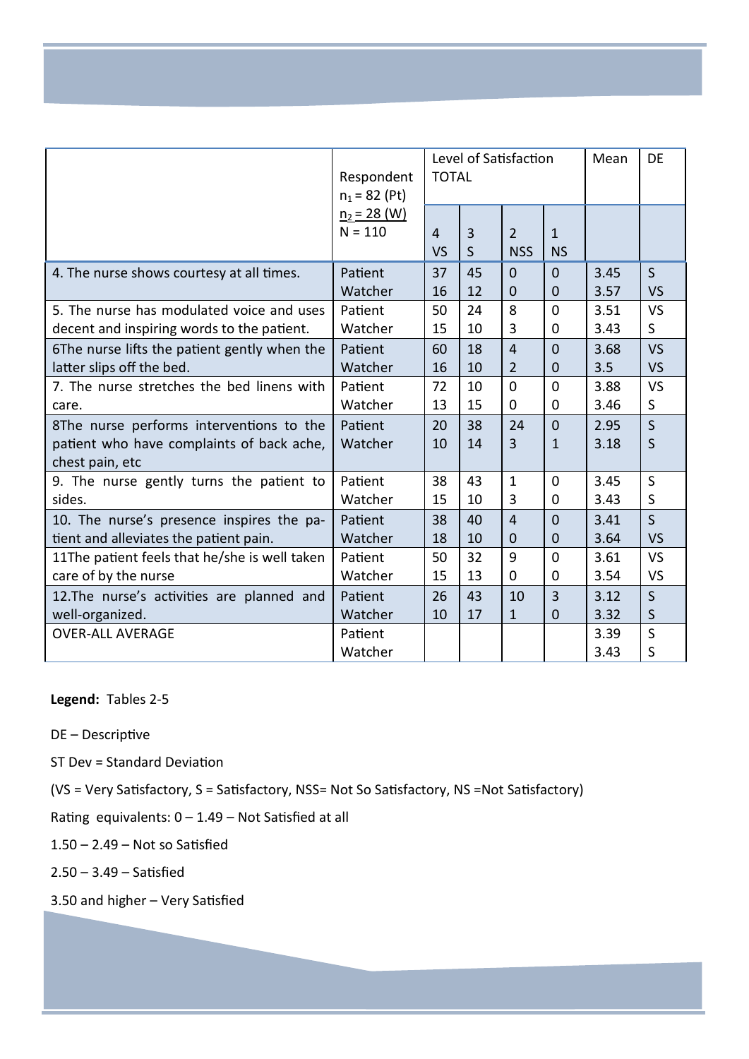| | Respondent $n_1$ = 82 (Pt) $n_2$ = 28 (W) N = 110 | Level of Satisfaction TOTAL | | | | Mean | DE |
|---|---|---|---|---|---|---|---|
| | | 4 VS | 3 S | 2 NSS | 1 NS | | |
| 4. The nurse shows courtesy at all times. | Patient | 37 | 45 | 0 | 0 | 3.45 | S |
| | Watcher | 16 | 12 | 0 | 0 | 3.57 | VS |
| 5. The nurse has modulated voice and uses decent and inspiring words to the patient. | Patient | 50 | 24 | 8 | 0 | 3.51 | VS |
| | Watcher | 15 | 10 | 3 | 0 | 3.43 | S |
| 6The nurse lifts the patient gently when the latter slips off the bed. | Patient | 60 | 18 | 4 | 0 | 3.68 | VS |
| | Watcher | 16 | 10 | 2 | 0 | 3.5 | VS |
| 7. The nurse stretches the bed linens with care. | Patient | 72 | 10 | 0 | 0 | 3.88 | VS |
| | Watcher | 13 | 15 | 0 | 0 | 3.46 | S |
| 8The nurse performs interventions to the patient who have complaints of back ache, chest pain, etc | Patient | 20 | 38 | 24 | 0 | 2.95 | S |
| | Watcher | 10 | 14 | 3 | 1 | 3.18 | S |
| 9. The nurse gently turns the patient to sides. | Patient | 38 | 43 | 1 | 0 | 3.45 | S |
| | Watcher | 15 | 10 | 3 | 0 | 3.43 | S |
| 10. The nurse's presence inspires the patient and alleviates the patient pain. | Patient | 38 | 40 | 4 | 0 | 3.41 | S |
| | Watcher | 18 | 10 | 0 | 0 | 3.64 | VS |
| 11The patient feels that he/she is well taken care of by the nurse | Patient | 50 | 32 | 9 | 0 | 3.61 | VS |
| | Watcher | 15 | 13 | 0 | 0 | 3.54 | VS |
| 12.The nurse's activities are planned and well-organized. | Patient | 26 | 43 | 10 | 3 | 3.12 | S |
| | Watcher | 10 | 17 | 1 | 0 | 3.32 | S |
| OVER-ALL AVERAGE | Patient | | | | | 3.39 | S |
| | Watcher | | | | | 3.43 | S |

**Legend:** Tables 2-5

DE – Descriptive

ST Dev = Standard Deviation

(VS = Very Satisfactory, S = Satisfactory, NSS= Not So Satisfactory, NS =Not Satisfactory)

Rating equivalents: 0 – 1.49 – Not Satisfied at all

1.50 – 2.49 – Not so Satisfied

2.50 – 3.49 – Satisfied

3.50 and higher – Very Satisfied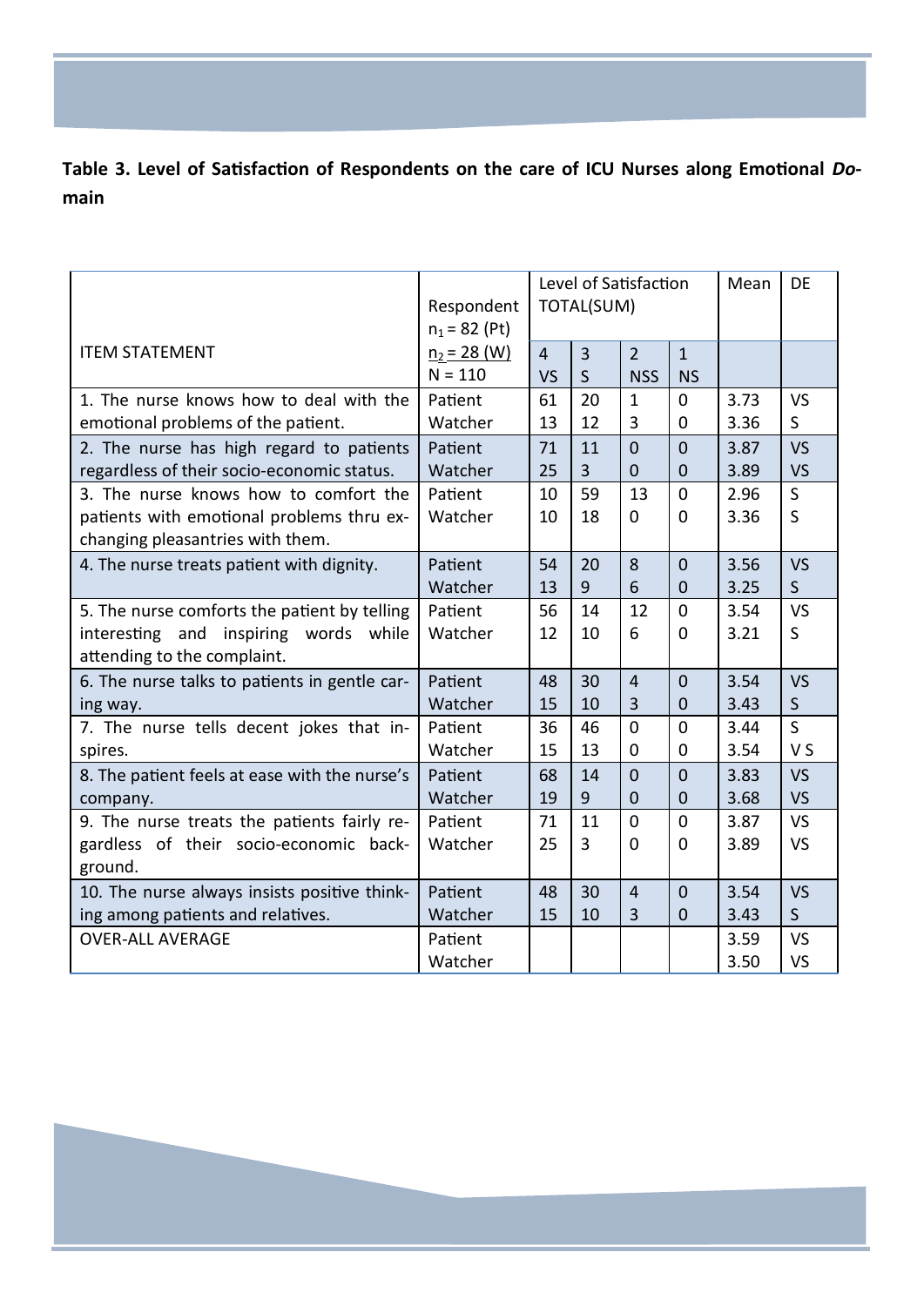**Table 3. Level of Satisfaction of Respondents on the care of ICU Nurses along Emotional *Domain***

| ITEM STATEMENT | Respondent $n_1$ = 82 (Pt) $n_2$ = 28 (W) N = 110 | Level of Satisfaction TOTAL(SUM) | | | | Mean | DE |
|---|---|---|---|---|---|---|---|
| | | 4 VS | 3 S | 2 NSS | 1 NS | | |
| 1. The nurse knows how to deal with the emotional problems of the patient. | Patient | 61 | 20 | 1 | 0 | 3.73 | VS |
| | Watcher | 13 | 12 | 3 | 0 | 3.36 | S |
| 2. The nurse has high regard to patients regardless of their socio-economic status. | Patient | 71 | 11 | 0 | 0 | 3.87 | VS |
| | Watcher | 25 | 3 | 0 | 0 | 3.89 | VS |
| 3. The nurse knows how to comfort the patients with emotional problems thru exchanging pleasantries with them. | Patient | 10 | 59 | 13 | 0 | 2.96 | S |
| | Watcher | 10 | 18 | 0 | 0 | 3.36 | S |
| 4. The nurse treats patient with dignity. | Patient | 54 | 20 | 8 | 0 | 3.56 | VS |
| | Watcher | 13 | 9 | 6 | 0 | 3.25 | S |
| 5. The nurse comforts the patient by telling interesting and inspiring words while attending to the complaint. | Patient | 56 | 14 | 12 | 0 | 3.54 | VS |
| | Watcher | 12 | 10 | 6 | 0 | 3.21 | S |
| 6. The nurse talks to patients in gentle caring way. | Patient | 48 | 30 | 4 | 0 | 3.54 | VS |
| | Watcher | 15 | 10 | 3 | 0 | 3.43 | S |
| 7. The nurse tells decent jokes that inspires. | Patient | 36 | 46 | 0 | 0 | 3.44 | S |
| | Watcher | 15 | 13 | 0 | 0 | 3.54 | V S |
| 8. The patient feels at ease with the nurse's company. | Patient | 68 | 14 | 0 | 0 | 3.83 | VS |
| | Watcher | 19 | 9 | 0 | 0 | 3.68 | VS |
| 9. The nurse treats the patients fairly regardless of their socio-economic background. | Patient | 71 | 11 | 0 | 0 | 3.87 | VS |
| | Watcher | 25 | 3 | 0 | 0 | 3.89 | VS |
| 10. The nurse always insists positive thinking among patients and relatives. | Patient | 48 | 30 | 4 | 0 | 3.54 | VS |
| | Watcher | 15 | 10 | 3 | 0 | 3.43 | S |
| OVER-ALL AVERAGE | Patient | | | | | 3.59 | VS |
| | Watcher | | | | | 3.50 | VS |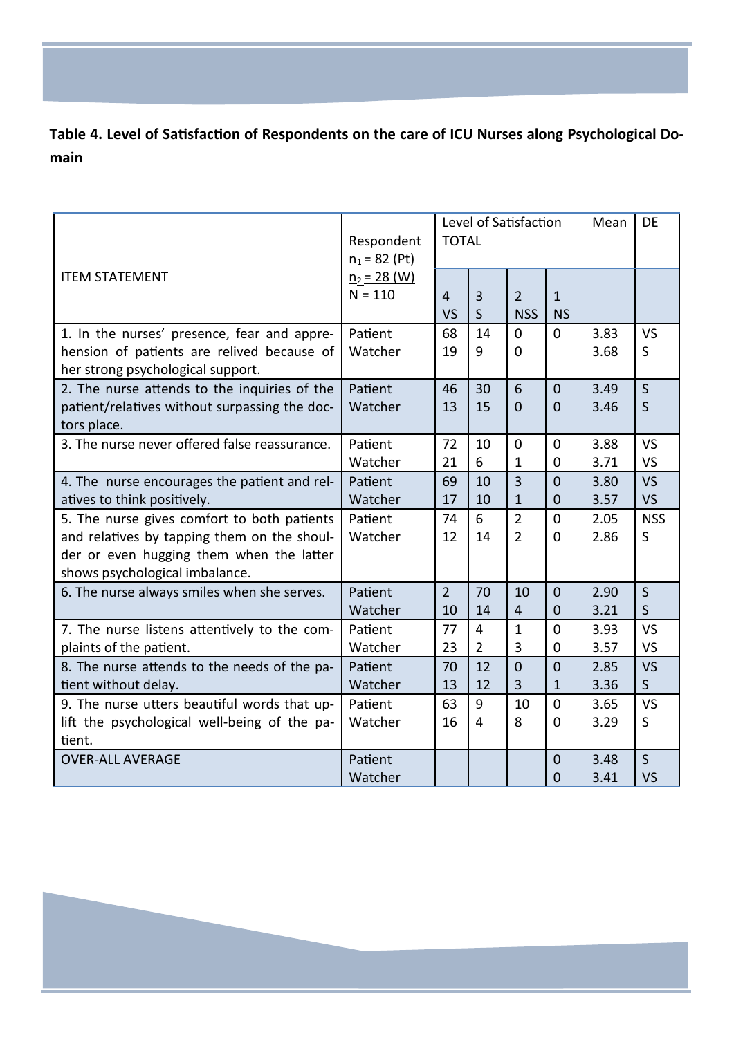**Table 4. Level of Satisfaction of Respondents on the care of ICU Nurses along Psychological Domain**

| ITEM STATEMENT | Respondent $n_1 = 82$ (Pt) $n_2 = 28$ (W) N = 110 | Level of Satisfaction TOTAL | | | | Mean | DE |
|---|---|---|---|---|---|---|---|
| | | 4 VS | 3 S | 2 NSS | 1 NS | | |
| 1. In the nurses' presence, fear and apprehension of patients are relived because of her strong psychological support. | Patient<br>Watcher | 68<br>19 | 14<br>9 | 0<br>0 | 0 | 3.83<br>3.68 | VS<br>S |
| 2. The nurse attends to the inquiries of the patient/relatives without surpassing the doctors place. | Patient<br>Watcher | 46<br>13 | 30<br>15 | 6<br>0 | 0<br>0 | 3.49<br>3.46 | S<br>S |
| 3. The nurse never offered false reassurance. | Patient<br>Watcher | 72<br>21 | 10<br>6 | 0<br>1 | 0<br>0 | 3.88<br>3.71 | VS<br>VS |
| 4. The nurse encourages the patient and relatives to think positively. | Patient<br>Watcher | 69<br>17 | 10<br>10 | 3<br>1 | 0<br>0 | 3.80<br>3.57 | VS<br>VS |
| 5. The nurse gives comfort to both patients and relatives by tapping them on the shoulder or even hugging them when the latter shows psychological imbalance. | Patient<br>Watcher | 74<br>12 | 6<br>14 | 2<br>2 | 0<br>0 | 2.05<br>2.86 | NSS<br>S |
| 6. The nurse always smiles when she serves. | Patient<br>Watcher | 2<br>10 | 70<br>14 | 10<br>4 | 0<br>0 | 2.90<br>3.21 | S<br>S |
| 7. The nurse listens attentively to the complaints of the patient. | Patient<br>Watcher | 77<br>23 | 4<br>2 | 1<br>3 | 0<br>0 | 3.93<br>3.57 | VS<br>VS |
| 8. The nurse attends to the needs of the patient without delay. | Patient<br>Watcher | 70<br>13 | 12<br>12 | 0<br>3 | 0<br>1 | 2.85<br>3.36 | VS<br>S |
| 9. The nurse utters beautiful words that uplift the psychological well-being of the patient. | Patient<br>Watcher | 63<br>16 | 9<br>4 | 10<br>8 | 0<br>0 | 3.65<br>3.29 | VS<br>S |
| OVER-ALL AVERAGE | Patient<br>Watcher | | | | 0<br>0 | 3.48<br>3.41 | S<br>VS |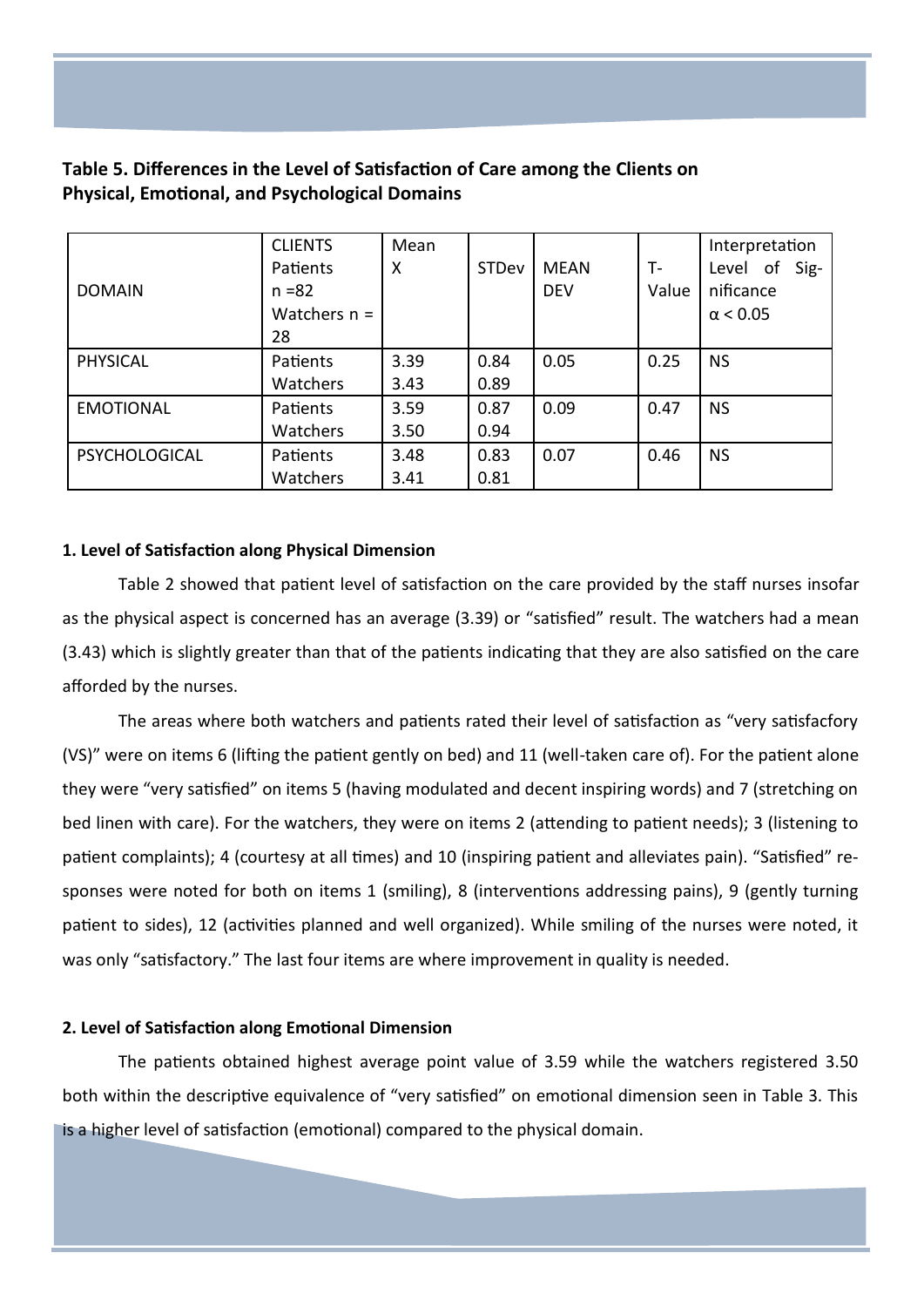**Table 5. Differences in the Level of Satisfaction of Care among the Clients on Physical, Emotional, and Psychological Domains**

| DOMAIN | CLIENTS Patients n =82 Watchers n = 28 | Mean X | STDev | MEAN DEV | T-Value | Interpretation Level of Significance $\alpha < 0.05$ |
|---|---|---|---|---|---|---|
| PHYSICAL | Patients<br>Watchers | 3.39<br>3.43 | 0.84<br>0.89 | 0.05 | 0.25 | NS |
| EMOTIONAL | Patients<br>Watchers | 3.59<br>3.50 | 0.87<br>0.94 | 0.09 | 0.47 | NS |
| PSYCHOLOGICAL | Patients<br>Watchers | 3.48<br>3.41 | 0.83<br>0.81 | 0.07 | 0.46 | NS |

**1. Level of Satisfaction along Physical Dimension**

Table 2 showed that patient level of satisfaction on the care provided by the staff nurses insofar as the physical aspect is concerned has an average (3.39) or "satisfied" result. The watchers had a mean (3.43) which is slightly greater than that of the patients indicating that they are also satisfied on the care afforded by the nurses.

The areas where both watchers and patients rated their level of satisfaction as "very satisfacfory (VS)" were on items 6 (lifting the patient gently on bed) and 11 (well-taken care of). For the patient alone they were "very satisfied" on items 5 (having modulated and decent inspiring words) and 7 (stretching on bed linen with care). For the watchers, they were on items 2 (attending to patient needs); 3 (listening to patient complaints); 4 (courtesy at all times) and 10 (inspiring patient and alleviates pain). "Satisfied" responses were noted for both on items 1 (smiling), 8 (interventions addressing pains), 9 (gently turning patient to sides), 12 (activities planned and well organized). While smiling of the nurses were noted, it was only "satisfactory." The last four items are where improvement in quality is needed.

**2. Level of Satisfaction along Emotional Dimension**

The patients obtained highest average point value of 3.59 while the watchers registered 3.50 both within the descriptive equivalence of "very satisfied" on emotional dimension seen in Table 3. This is a higher level of satisfaction (emotional) compared to the physical domain.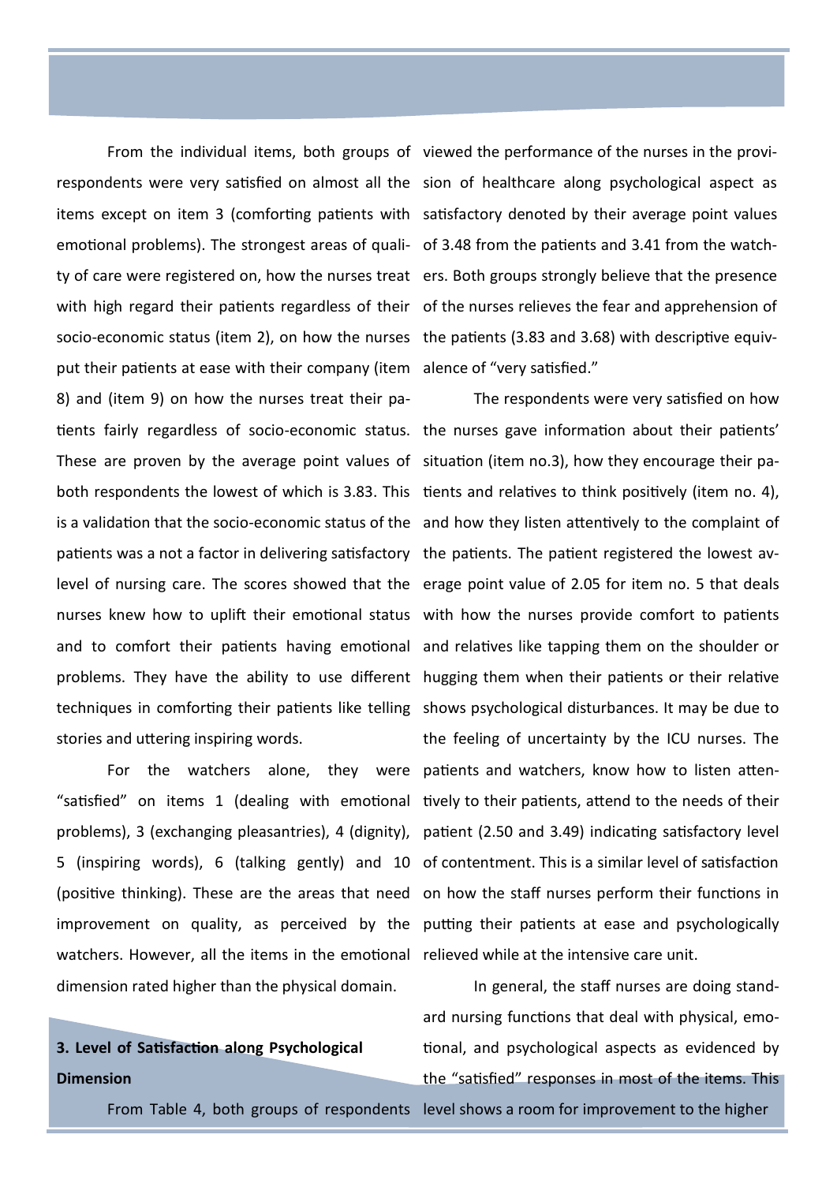From the individual items, both groups of respondents were very satisfied on almost all the items except on item 3 (comforting patients with emotional problems). The strongest areas of quality of care were registered on, how the nurses treat with high regard their patients regardless of their socio-economic status (item 2), on how the nurses put their patients at ease with their company (item 8) and (item 9) on how the nurses treat their patients fairly regardless of socio-economic status. These are proven by the average point values of both respondents the lowest of which is 3.83. This is a validation that the socio-economic status of the patients was a not a factor in delivering satisfactory level of nursing care. The scores showed that the nurses knew how to uplift their emotional status and to comfort their patients having emotional problems. They have the ability to use different techniques in comforting their patients like telling stories and uttering inspiring words.

For the watchers alone, they were "satisfied" on items 1 (dealing with emotional problems), 3 (exchanging pleasantries), 4 (dignity), 5 (inspiring words), 6 (talking gently) and 10 (positive thinking). These are the areas that need improvement on quality, as perceived by the watchers. However, all the items in the emotional dimension rated higher than the physical domain.

### 3. Level of Satisfaction along Psychological Dimension

From Table 4, both groups of respondents viewed the performance of the nurses in the provision of healthcare along psychological aspect as satisfactory denoted by their average point values of 3.48 from the patients and 3.41 from the watchers. Both groups strongly believe that the presence of the nurses relieves the fear and apprehension of the patients (3.83 and 3.68) with descriptive equivalence of "very satisfied."

The respondents were very satisfied on how the nurses gave information about their patients' situation (item no.3), how they encourage their patients and relatives to think positively (item no. 4), and how they listen attentively to the complaint of the patients. The patient registered the lowest average point value of 2.05 for item no. 5 that deals with how the nurses provide comfort to patients and relatives like tapping them on the shoulder or hugging them when their patients or their relative shows psychological disturbances. It may be due to the feeling of uncertainty by the ICU nurses. The patients and watchers, know how to listen attentively to their patients, attend to the needs of their patient (2.50 and 3.49) indicating satisfactory level of contentment. This is a similar level of satisfaction on how the staff nurses perform their functions in putting their patients at ease and psychologically relieved while at the intensive care unit.

In general, the staff nurses are doing standard nursing functions that deal with physical, emotional, and psychological aspects as evidenced by the "satisfied" responses in most of the items. This level shows a room for improvement to the higher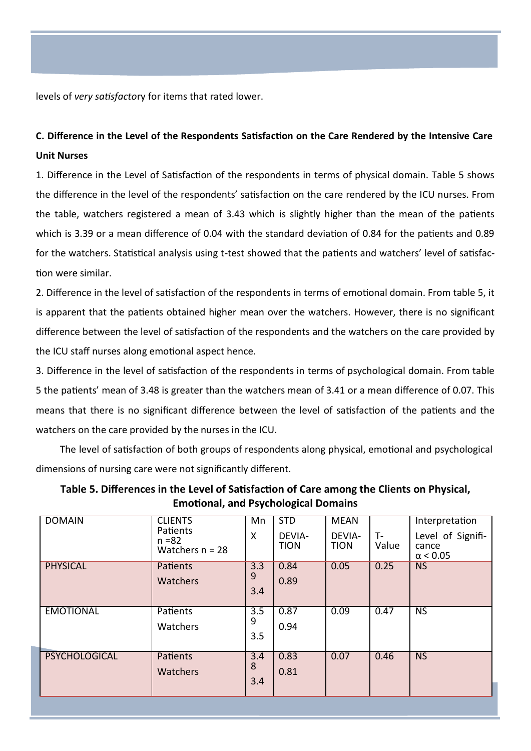levels of *very satisfactor*y for items that rated lower.

**C. Difference in the Level of the Respondents Satisfaction on the Care Rendered by the Intensive Care Unit Nurses**

1. Difference in the Level of Satisfaction of the respondents in terms of physical domain. Table 5 shows the difference in the level of the respondents' satisfaction on the care rendered by the ICU nurses. From the table, watchers registered a mean of 3.43 which is slightly higher than the mean of the patients which is 3.39 or a mean difference of 0.04 with the standard deviation of 0.84 for the patients and 0.89 for the watchers. Statistical analysis using t-test showed that the patients and watchers' level of satisfaction were similar.

2. Difference in the level of satisfaction of the respondents in terms of emotional domain. From table 5, it is apparent that the patients obtained higher mean over the watchers. However, there is no significant difference between the level of satisfaction of the respondents and the watchers on the care provided by the ICU staff nurses along emotional aspect hence.

3. Difference in the level of satisfaction of the respondents in terms of psychological domain. From table 5 the patients' mean of 3.48 is greater than the watchers mean of 3.41 or a mean difference of 0.07. This means that there is no significant difference between the level of satisfaction of the patients and the watchers on the care provided by the nurses in the ICU.

The level of satisfaction of both groups of respondents along physical, emotional and psychological dimensions of nursing care were not significantly different.

**Table 5. Differences in the Level of Satisfaction of Care among the Clients on Physical, Emotional, and Psychological Domains**

| DOMAIN | CLIENTS Patients n =82 Watchers n = 28 | Mn X | STD DEVIATION | MEAN DEVIATION | T-Value | Interpretation Level of Significance $\alpha < 0.05$ |
|---|---|---|---|---|---|---|
| PHYSICAL | Patients<br>Watchers | 3.39<br>3.4 | 0.84<br>0.89 | 0.05 | 0.25 | NS |
| EMOTIONAL | Patients<br>Watchers | 3.59<br>3.5 | 0.87<br>0.94 | 0.09 | 0.47 | NS |
| PSYCHOLOGICAL | Patients<br>Watchers | 3.48<br>3.4 | 0.83<br>0.81 | 0.07 | 0.46 | NS |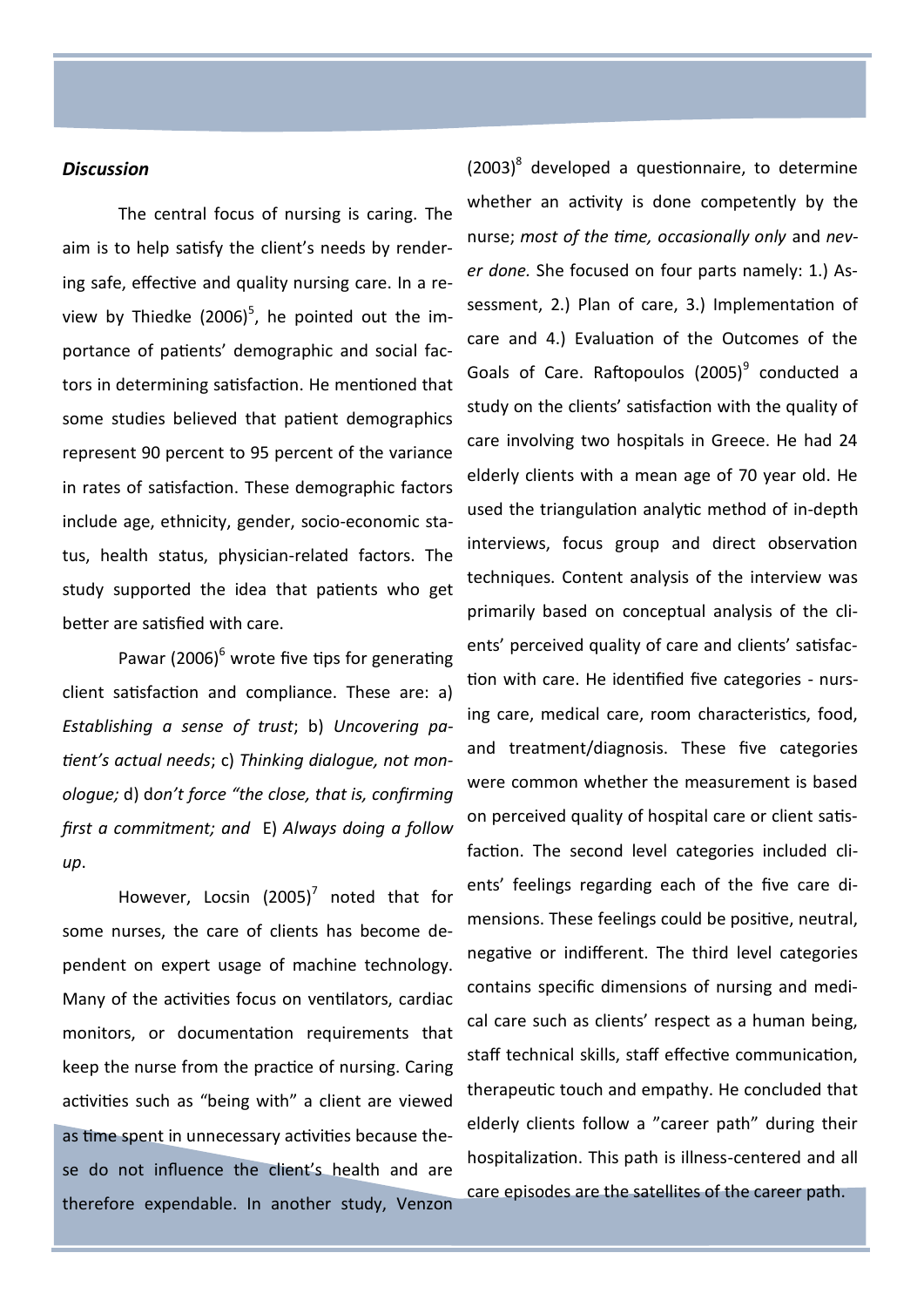### *Discussion*

The central focus of nursing is caring. The aim is to help satisfy the client's needs by rendering safe, effective and quality nursing care. In a review by Thiedke (2006)[5], he pointed out the importance of patients' demographic and social factors in determining satisfaction. He mentioned that some studies believed that patient demographics represent 90 percent to 95 percent of the variance in rates of satisfaction. These demographic factors include age, ethnicity, gender, socio-economic status, health status, physician-related factors. The study supported the idea that patients who get better are satisfied with care.

Pawar (2006)[6] wrote five tips for generating client satisfaction and compliance. These are: a) *Establishing a sense of trust*; b) *Uncovering patient's actual needs*; c) *Thinking dialogue, not monologue;* d) d*on't force "the close, that is, confirming first a commitment; and* E) *Always doing a follow up*.

However, Locsin (2005)[7] noted that for some nurses, the care of clients has become dependent on expert usage of machine technology. Many of the activities focus on ventilators, cardiac monitors, or documentation requirements that keep the nurse from the practice of nursing. Caring activities such as "being with" a client are viewed as time spent in unnecessary activities because these do not influence the client's health and are therefore expendable. In another study, Venzon (2003)[8] developed a questionnaire, to determine whether an activity is done competently by the nurse; *most of the time, occasionally only* and *never done.* She focused on four parts namely: 1.) Assessment, 2.) Plan of care, 3.) Implementation of care and 4.) Evaluation of the Outcomes of the Goals of Care. Raftopoulos (2005)[9] conducted a study on the clients' satisfaction with the quality of care involving two hospitals in Greece. He had 24 elderly clients with a mean age of 70 year old. He used the triangulation analytic method of in-depth interviews, focus group and direct observation techniques. Content analysis of the interview was primarily based on conceptual analysis of the clients' perceived quality of care and clients' satisfaction with care. He identified five categories - nursing care, medical care, room characteristics, food, and treatment/diagnosis. These five categories were common whether the measurement is based on perceived quality of hospital care or client satisfaction. The second level categories included clients' feelings regarding each of the five care dimensions. These feelings could be positive, neutral, negative or indifferent. The third level categories contains specific dimensions of nursing and medical care such as clients' respect as a human being, staff technical skills, staff effective communication, therapeutic touch and empathy. He concluded that elderly clients follow a "career path" during their hospitalization. This path is illness-centered and all care episodes are the satellites of the career path.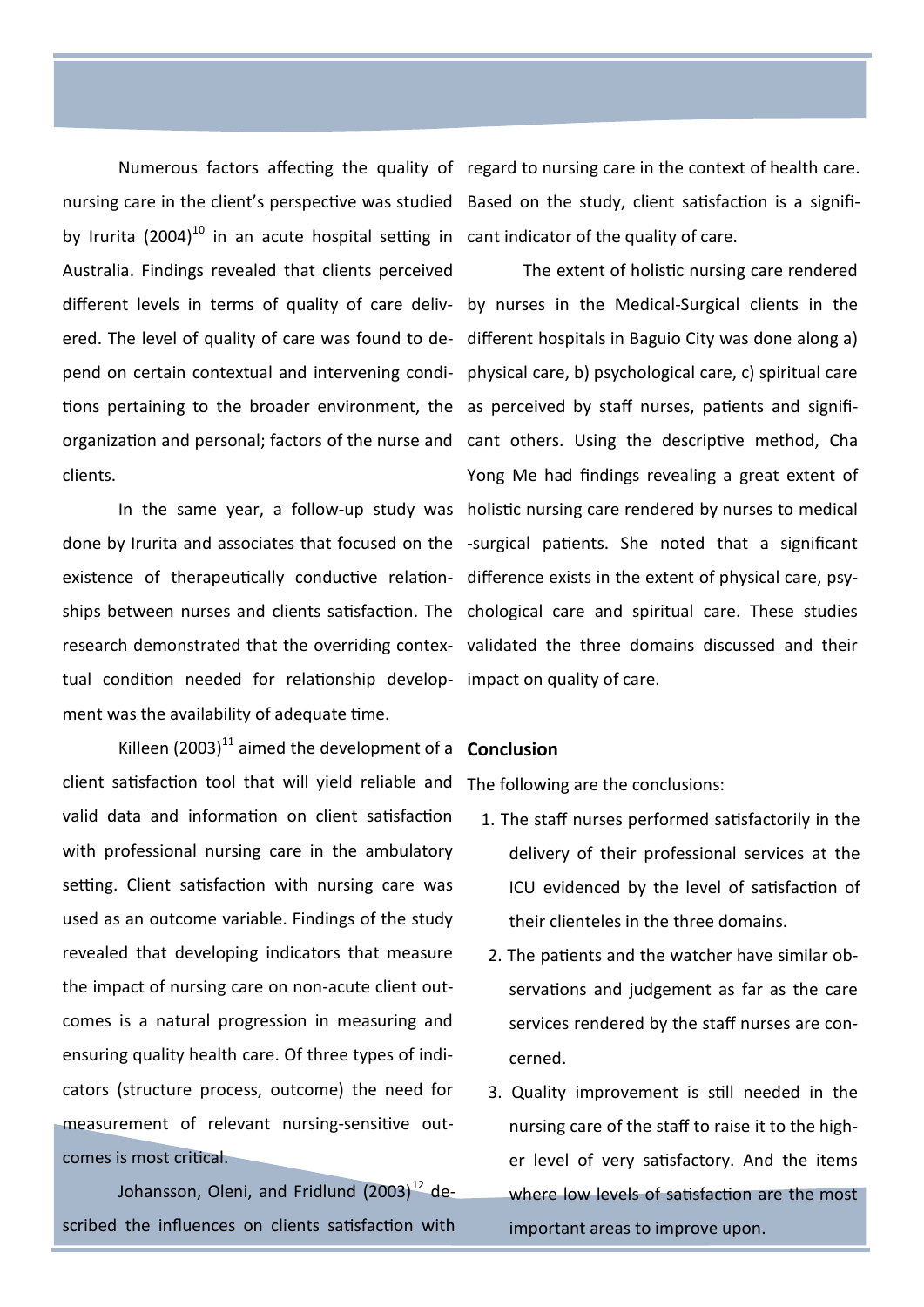Numerous factors affecting the quality of nursing care in the client's perspective was studied by Irurita (2004)[10] in an acute hospital setting in Australia. Findings revealed that clients perceived different levels in terms of quality of care delivered. The level of quality of care was found to depend on certain contextual and intervening conditions pertaining to the broader environment, the organization and personal; factors of the nurse and clients.

In the same year, a follow-up study was done by Irurita and associates that focused on the existence of therapeutically conductive relationships between nurses and clients satisfaction. The research demonstrated that the overriding contextual condition needed for relationship development was the availability of adequate time.

Killeen (2003)[11] aimed the development of a client satisfaction tool that will yield reliable and valid data and information on client satisfaction with professional nursing care in the ambulatory setting. Client satisfaction with nursing care was used as an outcome variable. Findings of the study revealed that developing indicators that measure the impact of nursing care on non-acute client outcomes is a natural progression in measuring and ensuring quality health care. Of three types of indicators (structure process, outcome) the need for measurement of relevant nursing-sensitive outcomes is most critical.

Johansson, Oleni, and Fridlund (2003)[12] described the influences on clients satisfaction with regard to nursing care in the context of health care. Based on the study, client satisfaction is a significant indicator of the quality of care.

The extent of holistic nursing care rendered by nurses in the Medical-Surgical clients in the different hospitals in Baguio City was done along a) physical care, b) psychological care, c) spiritual care as perceived by staff nurses, patients and significant others. Using the descriptive method, Cha Yong Me had findings revealing a great extent of holistic nursing care rendered by nurses to medical-surgical patients. She noted that a significant difference exists in the extent of physical care, psychological care and spiritual care. These studies validated the three domains discussed and their impact on quality of care.

**Conclusion**

The following are the conclusions:

1. The staff nurses performed satisfactorily in the delivery of their professional services at the ICU evidenced by the level of satisfaction of their clienteles in the three domains.
2. The patients and the watcher have similar observations and judgement as far as the care services rendered by the staff nurses are concerned.
3. Quality improvement is still needed in the nursing care of the staff to raise it to the higher level of very satisfactory. And the items where low levels of satisfaction are the most important areas to improve upon.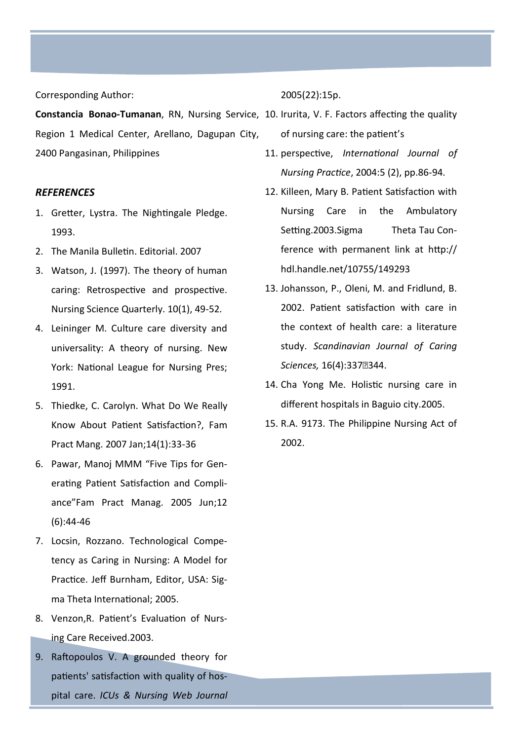Corresponding Author:

**Constancia Bonao-Tumanan**, RN, Nursing Service, Region 1 Medical Center, Arellano, Dagupan City, 2400 Pangasinan, Philippines

### *REFERENCES*

1. Gretter, Lystra. The Nightingale Pledge. 1993.
2. The Manila Bulletin. Editorial. 2007
3. Watson, J. (1997). The theory of human caring: Retrospective and prospective. Nursing Science Quarterly. 10(1), 49-52.
4. Leininger M. Culture care diversity and universality: A theory of nursing. New York: National League for Nursing Pres; 1991.
5. Thiedke, C. Carolyn. What Do We Really Know About Patient Satisfaction?, Fam Pract Mang. 2007 Jan;14(1):33-36
6. Pawar, Manoj MMM "Five Tips for Generating Patient Satisfaction and Compliance"Fam Pract Manag. 2005 Jun;12 (6):44-46
7. Locsin, Rozzano. Technological Competency as Caring in Nursing: A Model for Practice. Jeff Burnham, Editor, USA: Sigma Theta International; 2005.
8. Venzon,R. Patient's Evaluation of Nursing Care Received.2003.
9. Raftopoulos V. A grounded theory for patients' satisfaction with quality of hospital care. *ICUs & Nursing Web Journal* 2005(22):15p.
10. Irurita, V. F. Factors affecting the quality of nursing care: the patient's
11. perspective, *International Journal of Nursing Practice*, 2004:5 (2), pp.86-94.
12. Killeen, Mary B. Patient Satisfaction with Nursing Care in the Ambulatory Setting.2003.Sigma Theta Tau Conference with permanent link at http://hdl.handle.net/10755/149293
13. Johansson, P., Oleni, M. and Fridlund, B. 2002. Patient satisfaction with care in the context of health care: a literature study. *Scandinavian Journal of Caring Sciences,* 16(4):337–344.
14. Cha Yong Me. Holistic nursing care in different hospitals in Baguio city.2005.
15. R.A. 9173. The Philippine Nursing Act of 2002.